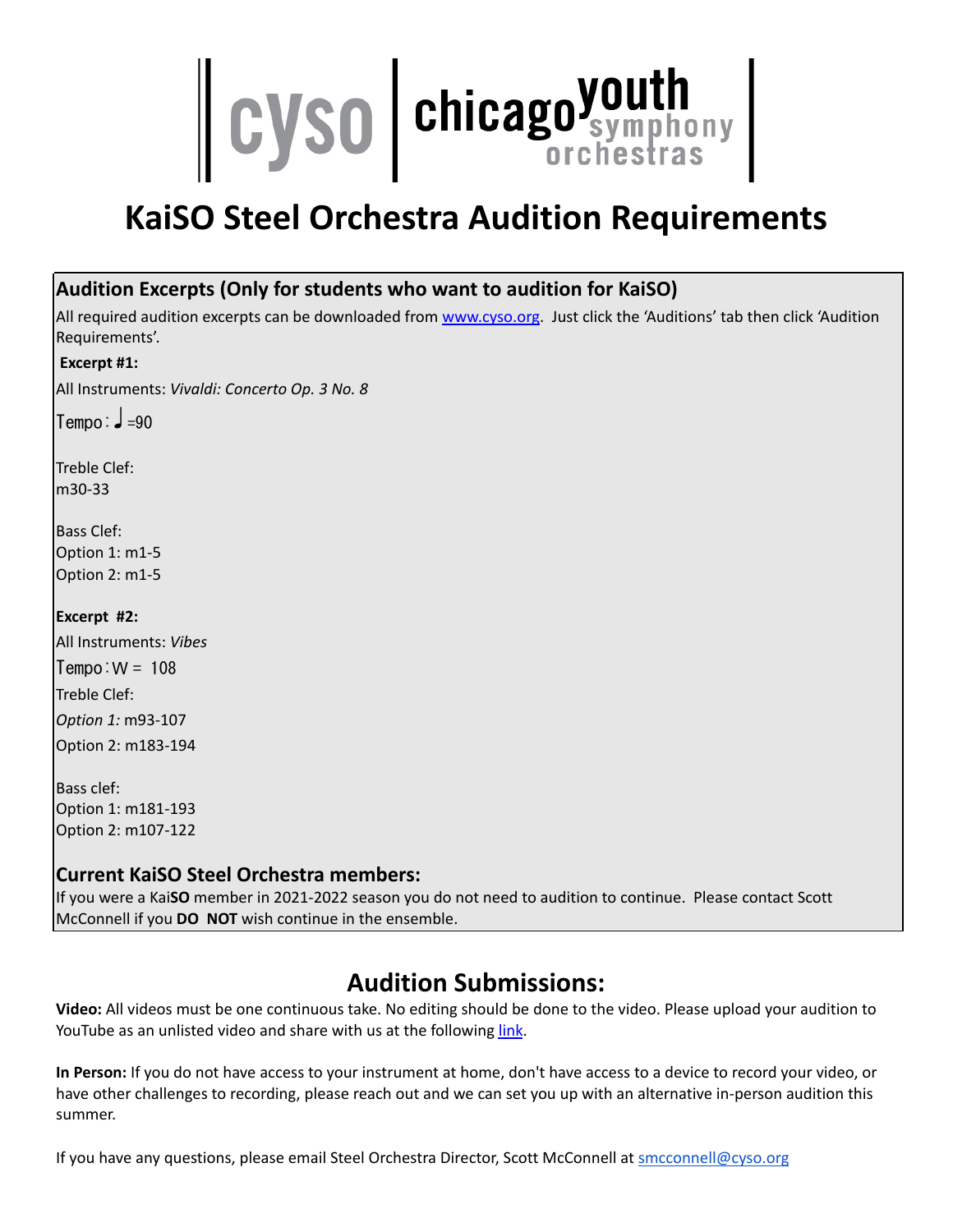cyso | chicago youth symphony orchestras

# KaiSO Steel Orchestra Audition Requirements

## Audition Excerpts (Only for students who want to audition for KaiSO)

All required audition excerpts can be downloaded from [www.cyso.org](www.cyso.org). Just click the 'Auditions' tab then click 'Audition Requirements'.

**Excerpt #1:**

All Instruments: *Vivaldi: Concerto Op. 3 No. 8*

Tempo: ♩=90

Treble Clef:
m30-33

Bass Clef:
Option 1: m1-5
Option 2: m1-5

**Excerpt #2:**

All Instruments: *Vibes*

Tempo: W = 108

Treble Clef:

*Option 1:* m93-107

Option 2: m183-194

Bass clef:
Option 1: m181-193
Option 2: m107-122

## Current KaiSO Steel Orchestra members:

If you were a Kai**SO** member in 2021-2022 season you do not need to audition to continue. Please contact Scott McConnell if you **DO NOT** wish continue in the ensemble.

## Audition Submissions:

**Video:** All videos must be one continuous take. No editing should be done to the video. Please upload your audition to YouTube as an unlisted video and share with us at the following link.

**In Person:** If you do not have access to your instrument at home, don't have access to a device to record your video, or have other challenges to recording, please reach out and we can set you up with an alternative in-person audition this summer.

If you have any questions, please email Steel Orchestra Director, Scott McConnell at smcconnell@cyso.org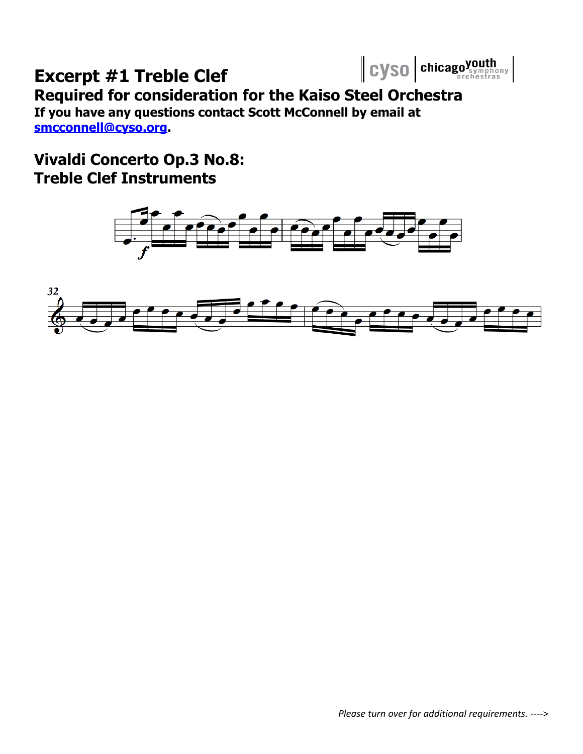# Excerpt #1 Treble Clef

## Required for consideration for the Kaiso Steel Orchestra

**If you have any questions contact Scott McConnell by email at smcconnell@cyso.org.**

## Vivaldi Concerto Op.3 No.8:
## Treble Clef Instruments

*Please turn over for additional requirements. ---->*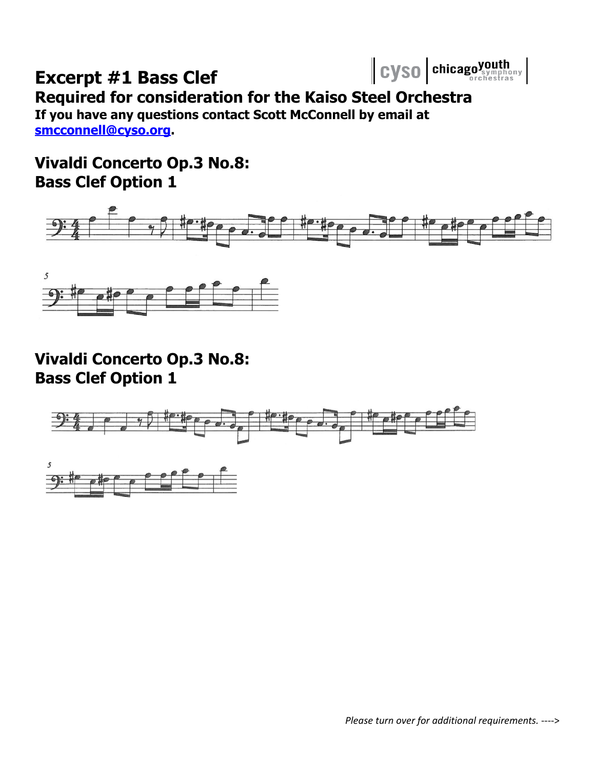# Excerpt #1 Bass Clef

## Required for consideration for the Kaiso Steel Orchestra

**If you have any questions contact Scott McConnell by email at smcconnell@cyso.org.**

## Vivaldi Concerto Op.3 No.8: Bass Clef Option 1

## Vivaldi Concerto Op.3 No.8: Bass Clef Option 1

*Please turn over for additional requirements. ---->*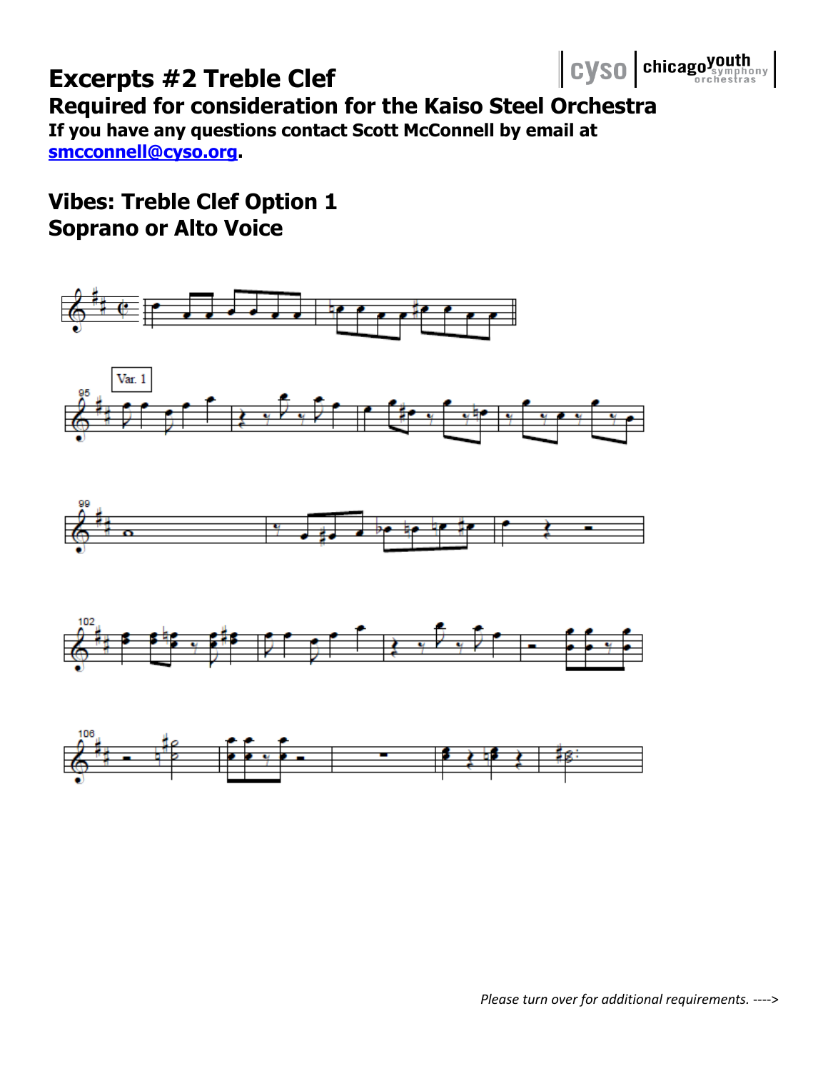# Excerpts #2 Treble Clef

## Required for consideration for the Kaiso Steel Orchestra

**If you have any questions contact Scott McConnell by email at smcconnell@cyso.org.**

## Vibes: Treble Clef Option 1
## Soprano or Alto Voice

*Please turn over for additional requirements. ---->*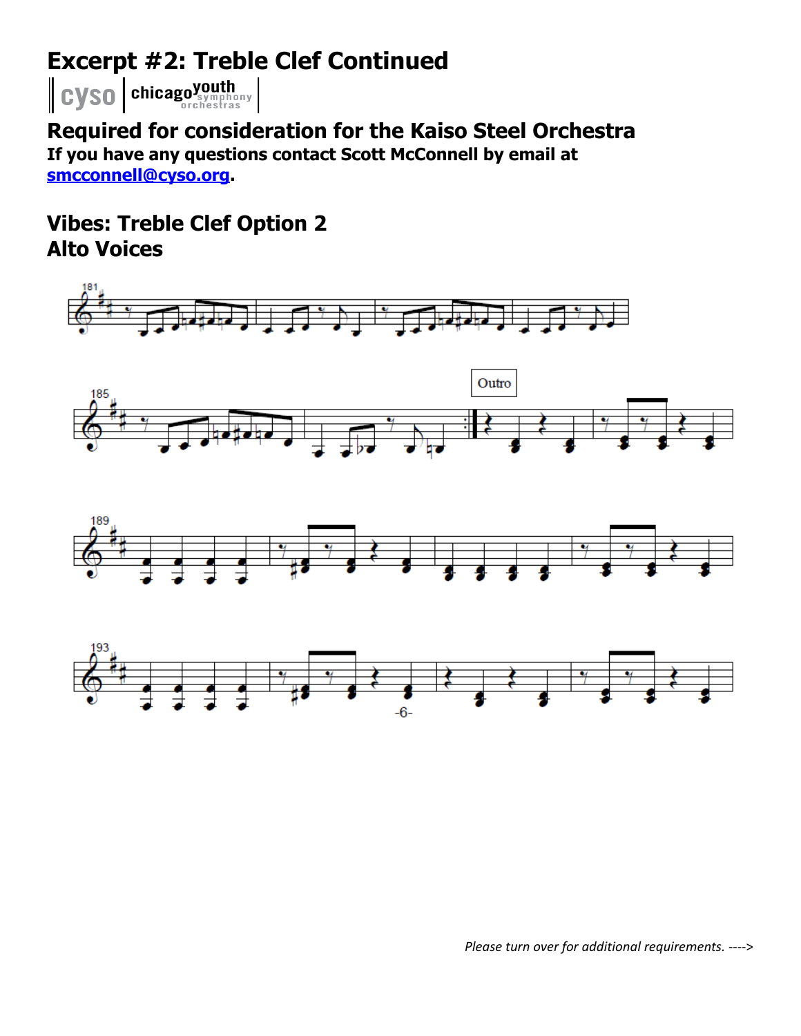# Excerpt #2: Treble Clef Continued

## Required for consideration for the Kaiso Steel Orchestra

**If you have any questions contact Scott McConnell by email at [smcconnell@cyso.org](mailto:smcconnell@cyso.org).**

## Vibes: Treble Clef Option 2
## Alto Voices

*Please turn over for additional requirements. ---->*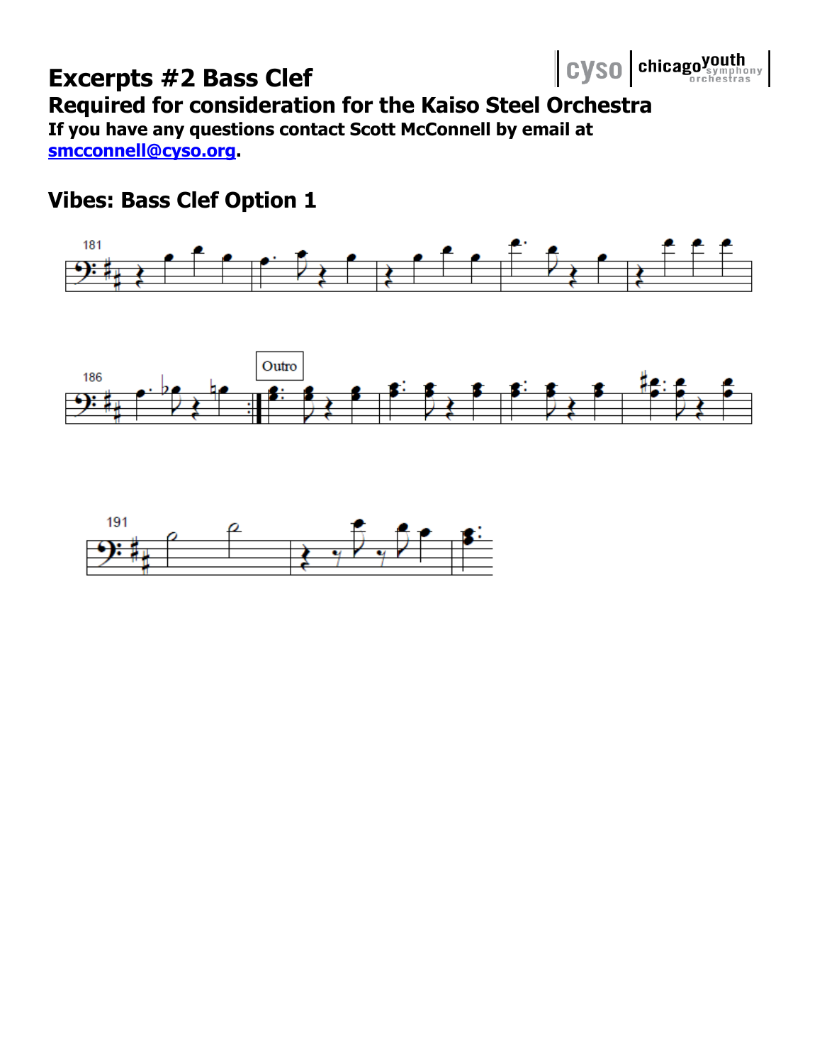# Excerpts #2 Bass Clef

## Required for consideration for the Kaiso Steel Orchestra

**If you have any questions contact Scott McConnell by email at smcconnell@cyso.org.**

## Vibes: Bass Clef Option 1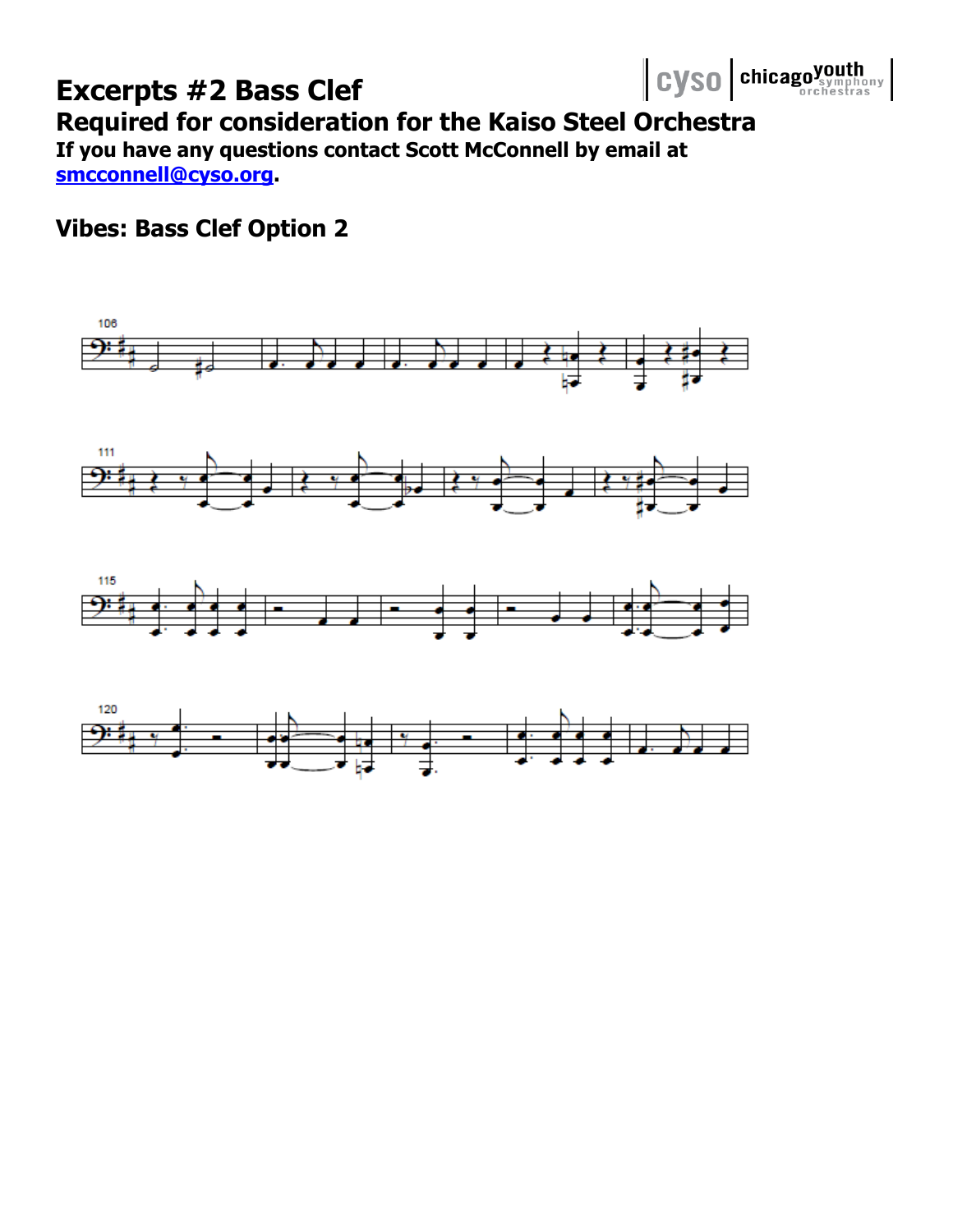# Excerpts #2 Bass Clef

cyso | chicago youth symphony orchestras

## Required for consideration for the Kaiso Steel Orchestra

**If you have any questions contact Scott McConnell by email at [smcconnell@cyso.org](mailto:smcconnell@cyso.org).**

## Vibes: Bass Clef Option 2